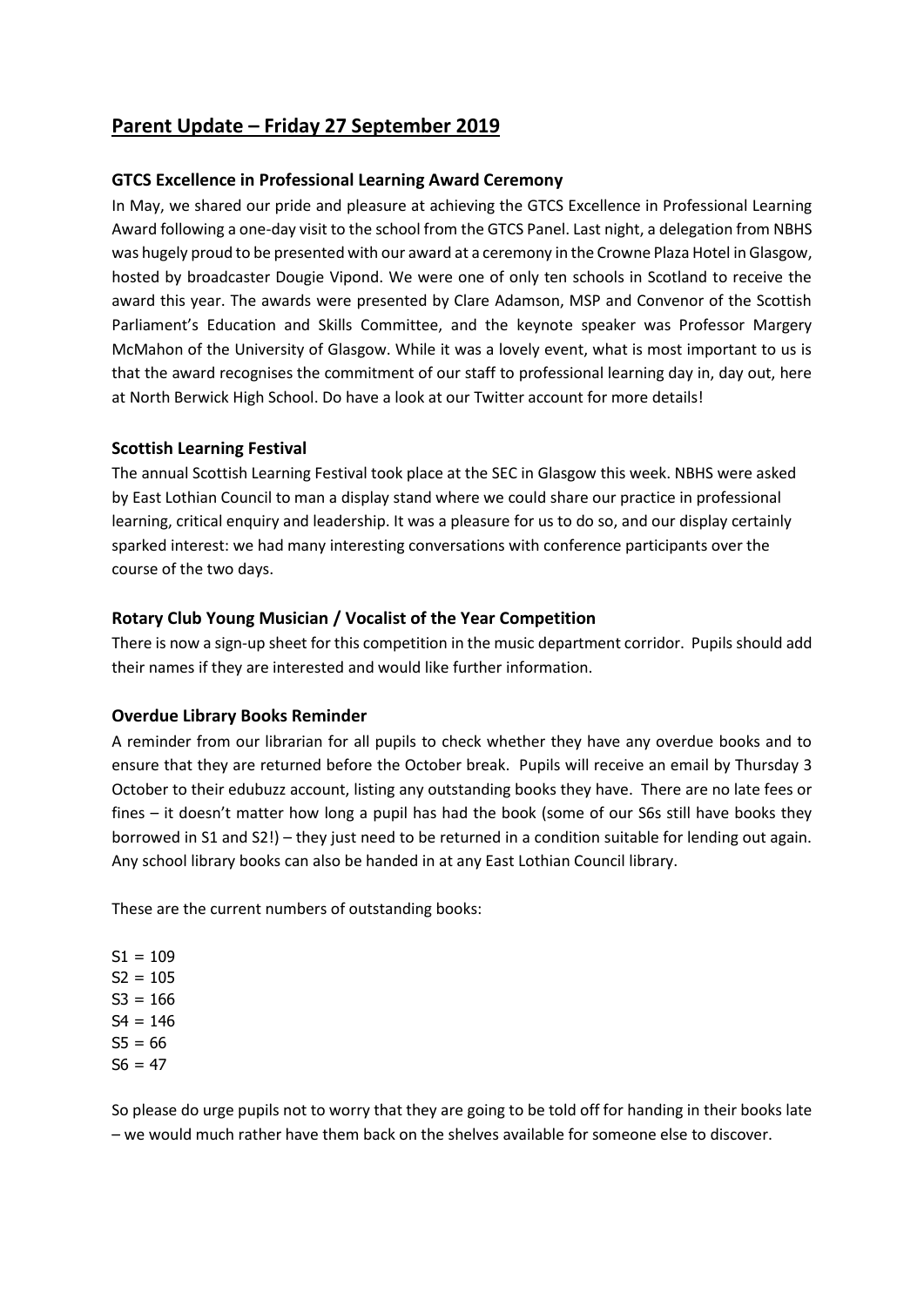# Parent Update – Friday 27 September 2019

### GTCS Excellence in Professional Learning Award Ceremony

In May, we shared our pride and pleasure at achieving the GTCS Excellence in Professional Learning Award following a one-day visit to the school from the GTCS Panel. Last night, a delegation from NBHS was hugely proud to be presented with our award at a ceremony in the Crowne Plaza Hotel in Glasgow, hosted by broadcaster Dougie Vipond. We were one of only ten schools in Scotland to receive the award this year. The awards were presented by Clare Adamson, MSP and Convenor of the Scottish Parliament's Education and Skills Committee, and the keynote speaker was Professor Margery McMahon of the University of Glasgow. While it was a lovely event, what is most important to us is that the award recognises the commitment of our staff to professional learning day in, day out, here at North Berwick High School. Do have a look at our Twitter account for more details!

### Scottish Learning Festival

The annual Scottish Learning Festival took place at the SEC in Glasgow this week. NBHS were asked by East Lothian Council to man a display stand where we could share our practice in professional learning, critical enquiry and leadership. It was a pleasure for us to do so, and our display certainly sparked interest: we had many interesting conversations with conference participants over the course of the two days.

### Rotary Club Young Musician / Vocalist of the Year Competition

There is now a sign-up sheet for this competition in the music department corridor. Pupils should add their names if they are interested and would like further information.

### Overdue Library Books Reminder

A reminder from our librarian for all pupils to check whether they have any overdue books and to ensure that they are returned before the October break. Pupils will receive an email by Thursday 3 October to their edubuzz account, listing any outstanding books they have. There are no late fees or fines – it doesn't matter how long a pupil has had the book (some of our S6s still have books they borrowed in S1 and S2!) – they just need to be returned in a condition suitable for lending out again. Any school library books can also be handed in at any East Lothian Council library.

These are the current numbers of outstanding books:

S1 = 109
S2 = 105
S3 = 166
S4 = 146
S5 = 66
S6 = 47

So please do urge pupils not to worry that they are going to be told off for handing in their books late – we would much rather have them back on the shelves available for someone else to discover.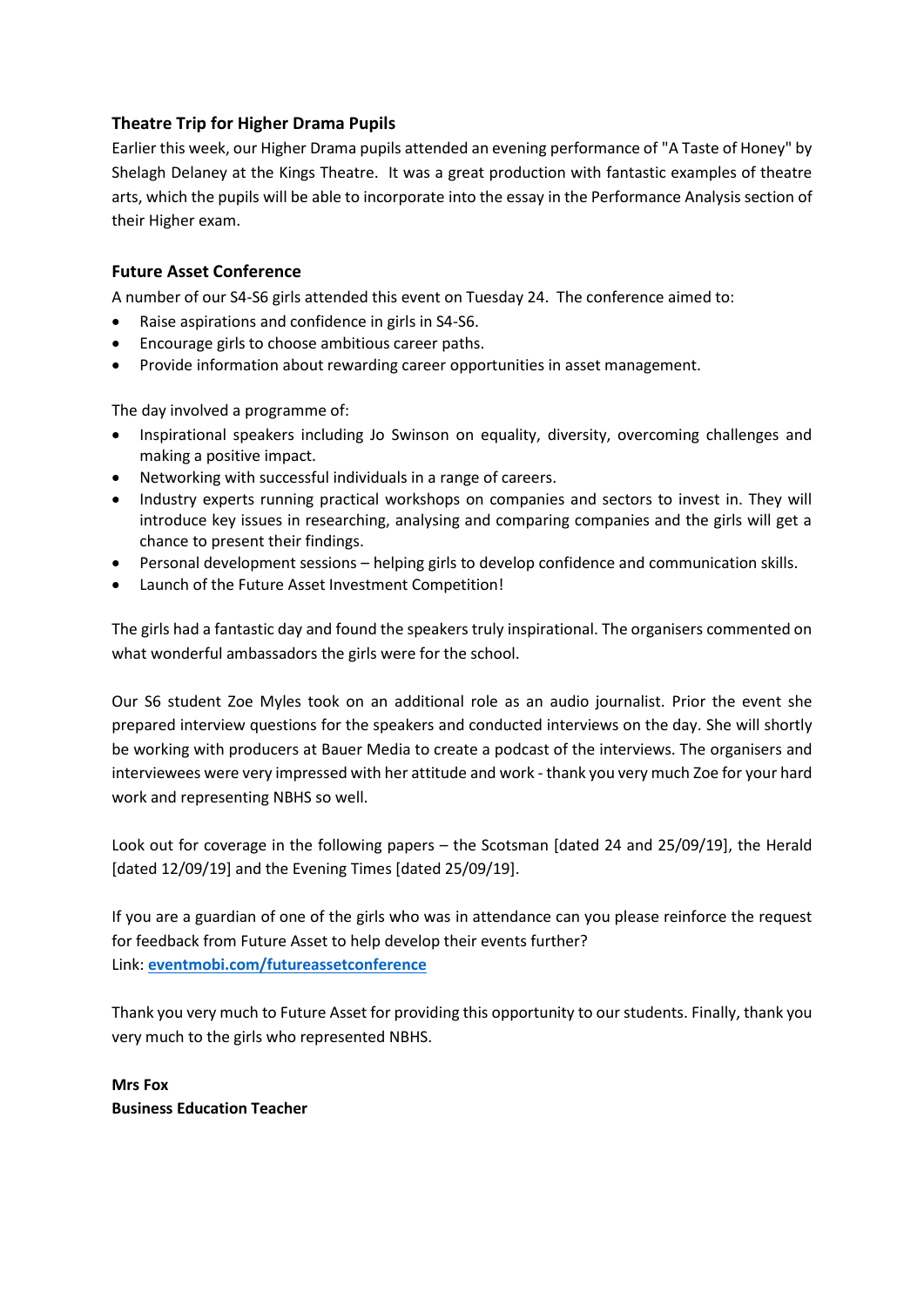### Theatre Trip for Higher Drama Pupils

Earlier this week, our Higher Drama pupils attended an evening performance of "A Taste of Honey" by Shelagh Delaney at the Kings Theatre. It was a great production with fantastic examples of theatre arts, which the pupils will be able to incorporate into the essay in the Performance Analysis section of their Higher exam.

### Future Asset Conference

A number of our S4-S6 girls attended this event on Tuesday 24. The conference aimed to:

- Raise aspirations and confidence in girls in S4-S6.
- Encourage girls to choose ambitious career paths.
- Provide information about rewarding career opportunities in asset management.

The day involved a programme of:

- Inspirational speakers including Jo Swinson on equality, diversity, overcoming challenges and making a positive impact.
- Networking with successful individuals in a range of careers.
- Industry experts running practical workshops on companies and sectors to invest in. They will introduce key issues in researching, analysing and comparing companies and the girls will get a chance to present their findings.
- Personal development sessions – helping girls to develop confidence and communication skills.
- Launch of the Future Asset Investment Competition!

The girls had a fantastic day and found the speakers truly inspirational. The organisers commented on what wonderful ambassadors the girls were for the school.

Our S6 student Zoe Myles took on an additional role as an audio journalist. Prior the event she prepared interview questions for the speakers and conducted interviews on the day. She will shortly be working with producers at Bauer Media to create a podcast of the interviews. The organisers and interviewees were very impressed with her attitude and work - thank you very much Zoe for your hard work and representing NBHS so well.

Look out for coverage in the following papers – the Scotsman [dated 24 and 25/09/19], the Herald [dated 12/09/19] and the Evening Times [dated 25/09/19].

If you are a guardian of one of the girls who was in attendance can you please reinforce the request for feedback from Future Asset to help develop their events further?
Link: **eventmobi.com/futureassetconference**

Thank you very much to Future Asset for providing this opportunity to our students. Finally, thank you very much to the girls who represented NBHS.

**Mrs Fox**
**Business Education Teacher**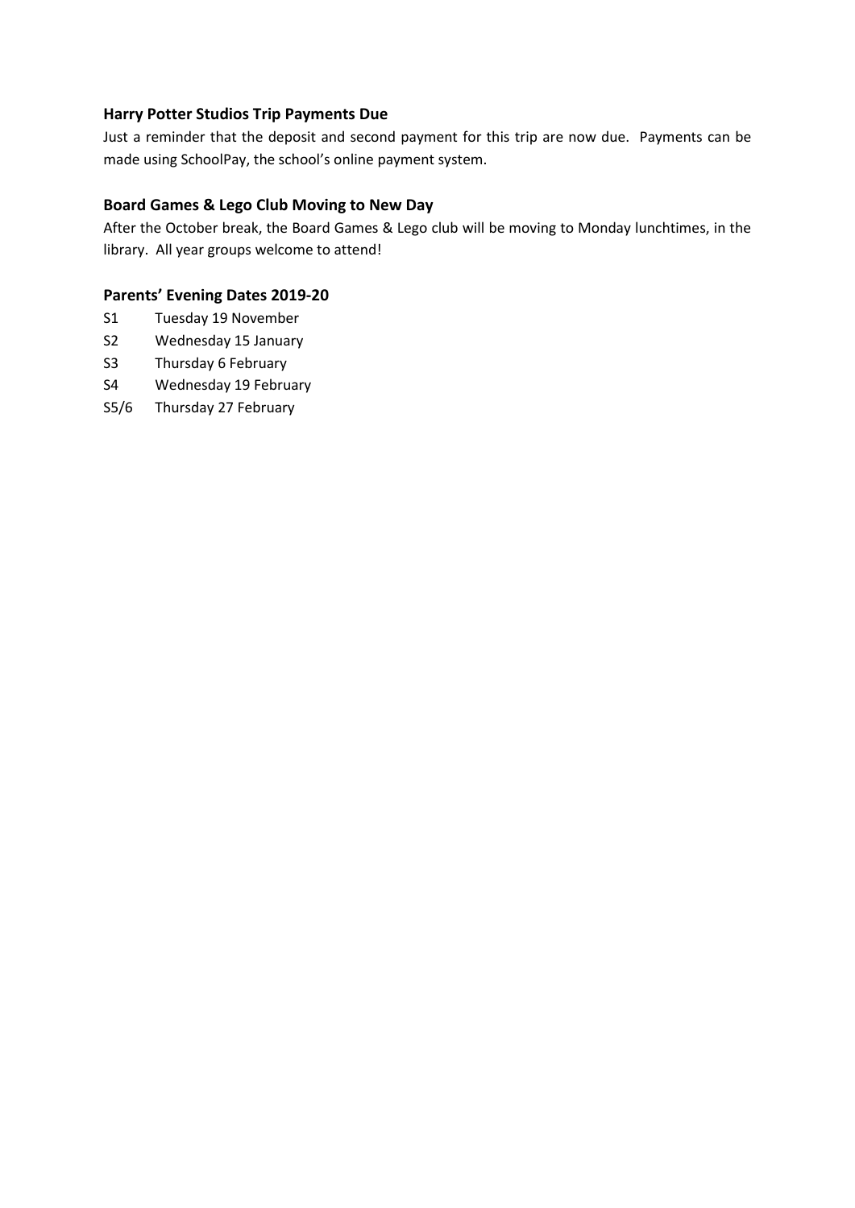### Harry Potter Studios Trip Payments Due

Just a reminder that the deposit and second payment for this trip are now due. Payments can be made using SchoolPay, the school's online payment system.

### Board Games & Lego Club Moving to New Day

After the October break, the Board Games & Lego club will be moving to Monday lunchtimes, in the library. All year groups welcome to attend!

### Parents' Evening Dates 2019-20

| | |
|---|---|
| S1 | Tuesday 19 November |
| S2 | Wednesday 15 January |
| S3 | Thursday 6 February |
| S4 | Wednesday 19 February |
| S5/6 | Thursday 27 February |